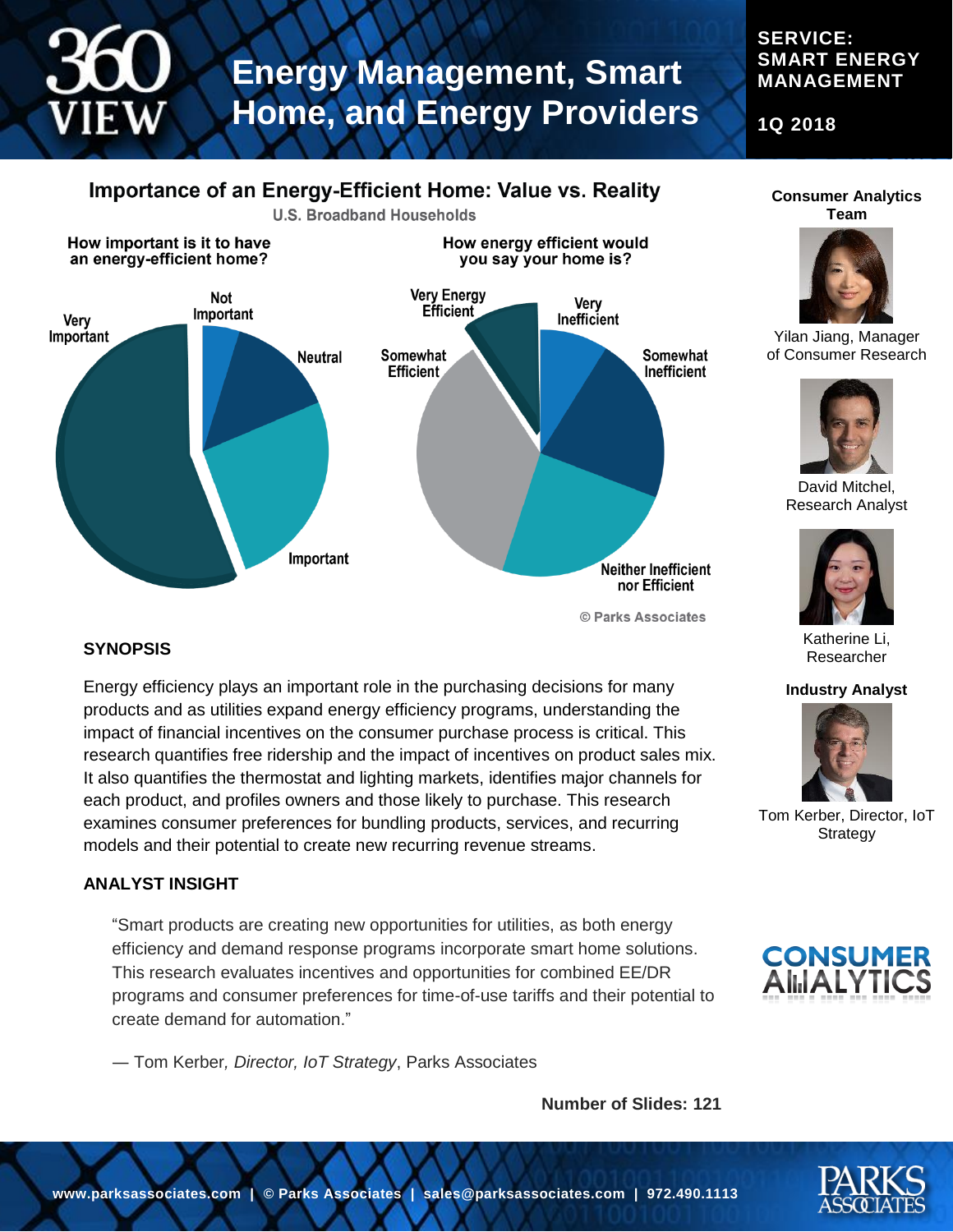# 360 VIEW

# Energy Management, Smart Home, and Energy Providers

**SERVICE: SMART ENERGY MANAGEMENT**

**1Q 2018**

## Importance of an Energy-Efficient Home: Value vs. Reality

U.S. Broadband Households

How important is it to have an energy-efficient home?

Very Important, Not Important, Neutral, Important

How energy efficient would you say your home is?

Very Energy Efficient, Very Inefficient, Somewhat Efficient, Somewhat Inefficient, Neither Inefficient nor Efficient

© Parks Associates

### SYNOPSIS

Energy efficiency plays an important role in the purchasing decisions for many products and as utilities expand energy efficiency programs, understanding the impact of financial incentives on the consumer purchase process is critical. This research quantifies free ridership and the impact of incentives on product sales mix. It also quantifies the thermostat and lighting markets, identifies major channels for each product, and profiles owners and those likely to purchase. This research examines consumer preferences for bundling products, services, and recurring models and their potential to create new recurring revenue streams.

### ANALYST INSIGHT

"Smart products are creating new opportunities for utilities, as both energy efficiency and demand response programs incorporate smart home solutions. This research evaluates incentives and opportunities for combined EE/DR programs and consumer preferences for time-of-use tariffs and their potential to create demand for automation."

— Tom Kerber, *Director, IoT Strategy*, Parks Associates

**Number of Slides: 121**

**Consumer Analytics Team**

Yilan Jiang, Manager of Consumer Research

David Mitchel, Research Analyst

Katherine Li, Researcher

**Industry Analyst**

Tom Kerber, Director, IoT Strategy

CONSUMER ANALYTICS

**www.parksassociates.com | © Parks Associates | sales@parksassociates.com | 972.490.1113**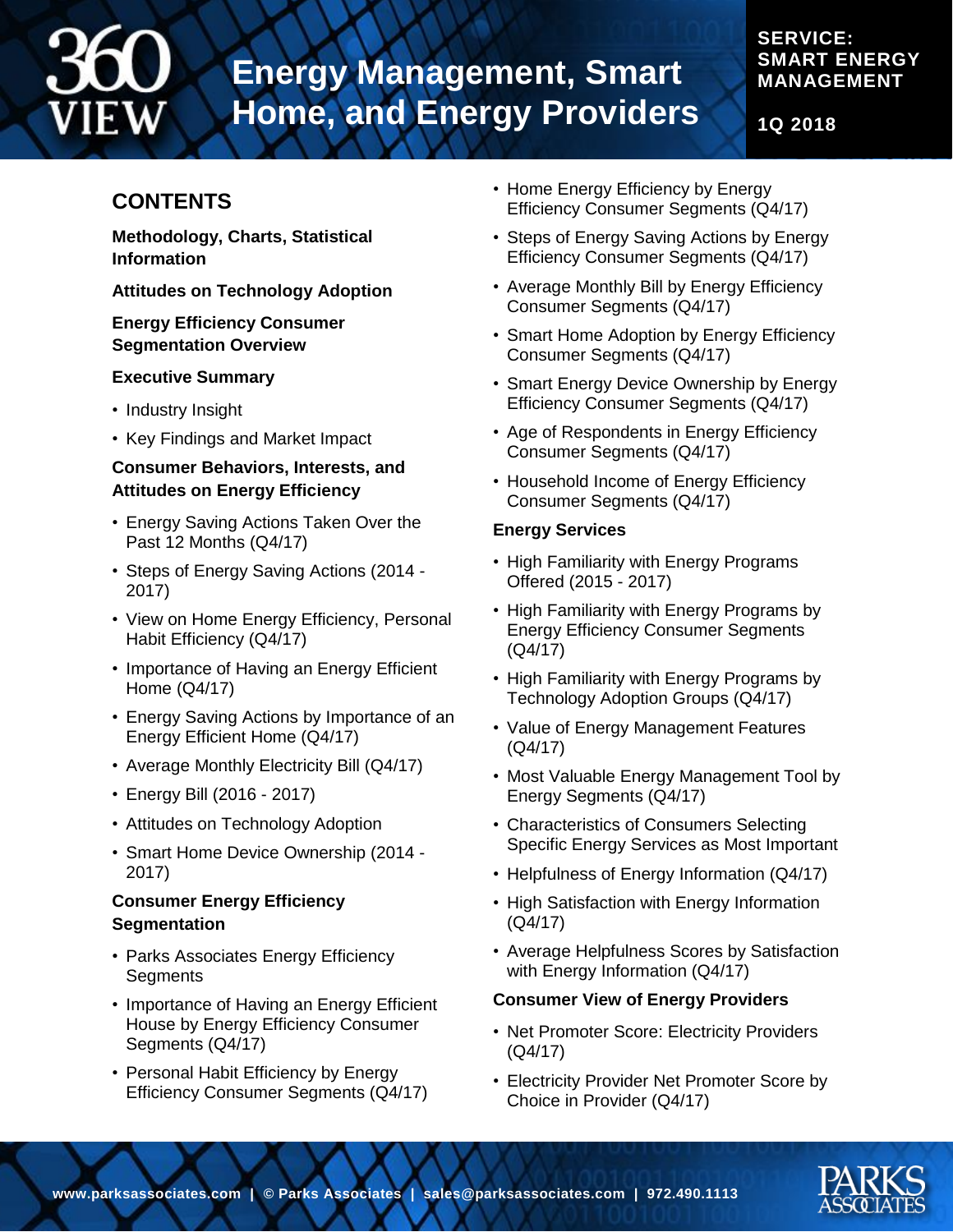# Energy Management, Smart Home, and Energy Providers

**SERVICE: SMART ENERGY MANAGEMENT**

**1Q 2018**

## CONTENTS

**Methodology, Charts, Statistical Information**

**Attitudes on Technology Adoption**

**Energy Efficiency Consumer Segmentation Overview**

**Executive Summary**

- Industry Insight
- Key Findings and Market Impact

**Consumer Behaviors, Interests, and Attitudes on Energy Efficiency**

- Energy Saving Actions Taken Over the Past 12 Months (Q4/17)
- Steps of Energy Saving Actions (2014 - 2017)
- View on Home Energy Efficiency, Personal Habit Efficiency (Q4/17)
- Importance of Having an Energy Efficient Home (Q4/17)
- Energy Saving Actions by Importance of an Energy Efficient Home (Q4/17)
- Average Monthly Electricity Bill (Q4/17)
- Energy Bill (2016 - 2017)
- Attitudes on Technology Adoption
- Smart Home Device Ownership (2014 - 2017)

**Consumer Energy Efficiency Segmentation**

- Parks Associates Energy Efficiency Segments
- Importance of Having an Energy Efficient House by Energy Efficiency Consumer Segments (Q4/17)
- Personal Habit Efficiency by Energy Efficiency Consumer Segments (Q4/17)
- Home Energy Efficiency by Energy Efficiency Consumer Segments (Q4/17)
- Steps of Energy Saving Actions by Energy Efficiency Consumer Segments (Q4/17)
- Average Monthly Bill by Energy Efficiency Consumer Segments (Q4/17)
- Smart Home Adoption by Energy Efficiency Consumer Segments (Q4/17)
- Smart Energy Device Ownership by Energy Efficiency Consumer Segments (Q4/17)
- Age of Respondents in Energy Efficiency Consumer Segments (Q4/17)
- Household Income of Energy Efficiency Consumer Segments (Q4/17)

**Energy Services**

- High Familiarity with Energy Programs Offered (2015 - 2017)
- High Familiarity with Energy Programs by Energy Efficiency Consumer Segments (Q4/17)
- High Familiarity with Energy Programs by Technology Adoption Groups (Q4/17)
- Value of Energy Management Features (Q4/17)
- Most Valuable Energy Management Tool by Energy Segments (Q4/17)
- Characteristics of Consumers Selecting Specific Energy Services as Most Important
- Helpfulness of Energy Information (Q4/17)
- High Satisfaction with Energy Information (Q4/17)
- Average Helpfulness Scores by Satisfaction with Energy Information (Q4/17)

**Consumer View of Energy Providers**

- Net Promoter Score: Electricity Providers (Q4/17)
- Electricity Provider Net Promoter Score by Choice in Provider (Q4/17)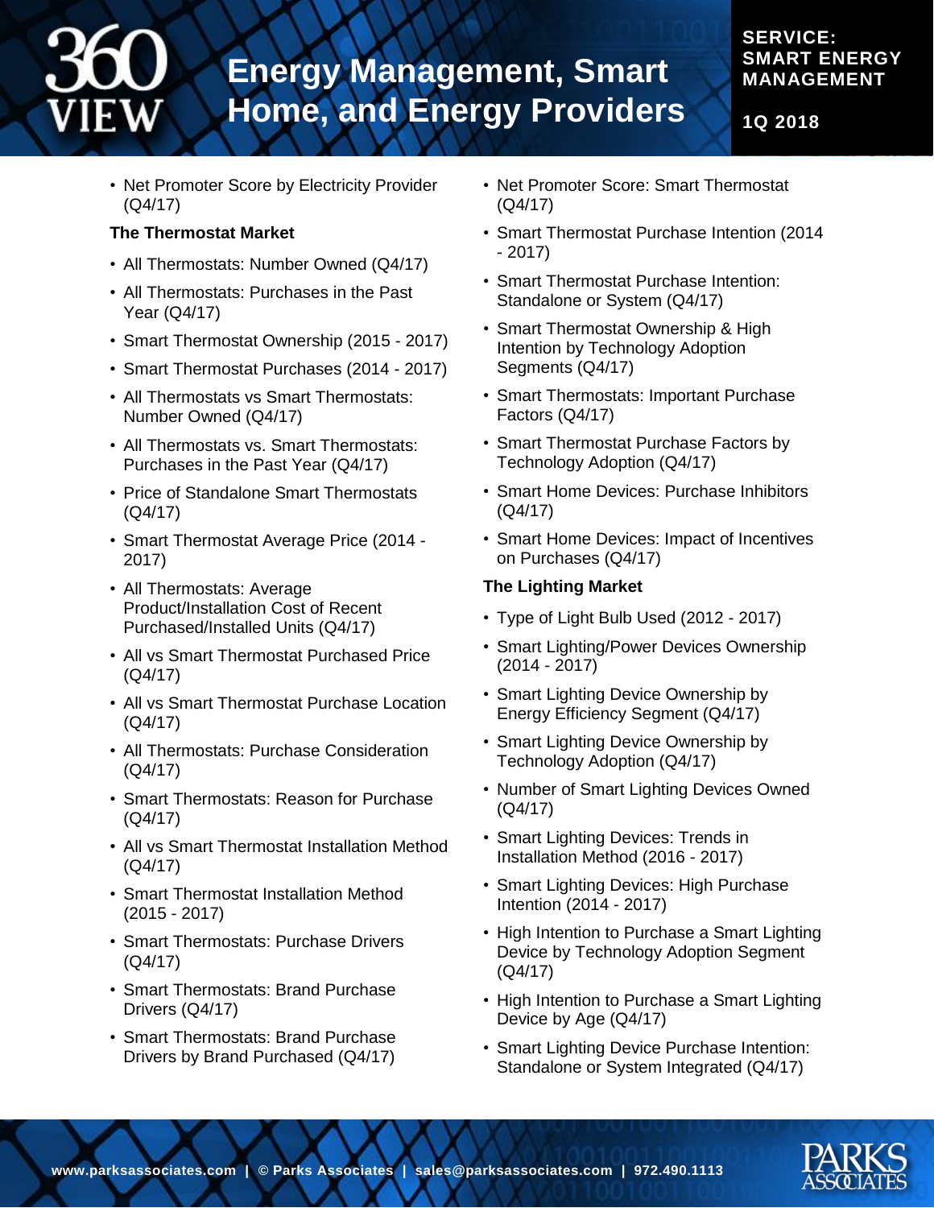- Net Promoter Score by Electricity Provider (Q4/17)

**The Thermostat Market**

- All Thermostats: Number Owned (Q4/17)
- All Thermostats: Purchases in the Past Year (Q4/17)
- Smart Thermostat Ownership (2015 - 2017)
- Smart Thermostat Purchases (2014 - 2017)
- All Thermostats vs Smart Thermostats: Number Owned (Q4/17)
- All Thermostats vs. Smart Thermostats: Purchases in the Past Year (Q4/17)
- Price of Standalone Smart Thermostats (Q4/17)
- Smart Thermostat Average Price (2014 - 2017)
- All Thermostats: Average Product/Installation Cost of Recent Purchased/Installed Units (Q4/17)
- All vs Smart Thermostat Purchased Price (Q4/17)
- All vs Smart Thermostat Purchase Location (Q4/17)
- All Thermostats: Purchase Consideration (Q4/17)
- Smart Thermostats: Reason for Purchase (Q4/17)
- All vs Smart Thermostat Installation Method (Q4/17)
- Smart Thermostat Installation Method (2015 - 2017)
- Smart Thermostats: Purchase Drivers (Q4/17)
- Smart Thermostats: Brand Purchase Drivers (Q4/17)
- Smart Thermostats: Brand Purchase Drivers by Brand Purchased (Q4/17)
- Net Promoter Score: Smart Thermostat (Q4/17)
- Smart Thermostat Purchase Intention (2014 - 2017)
- Smart Thermostat Purchase Intention: Standalone or System (Q4/17)
- Smart Thermostat Ownership & High Intention by Technology Adoption Segments (Q4/17)
- Smart Thermostats: Important Purchase Factors (Q4/17)
- Smart Thermostat Purchase Factors by Technology Adoption (Q4/17)
- Smart Home Devices: Purchase Inhibitors (Q4/17)
- Smart Home Devices: Impact of Incentives on Purchases (Q4/17)

**The Lighting Market**

- Type of Light Bulb Used (2012 - 2017)
- Smart Lighting/Power Devices Ownership (2014 - 2017)
- Smart Lighting Device Ownership by Energy Efficiency Segment (Q4/17)
- Smart Lighting Device Ownership by Technology Adoption (Q4/17)
- Number of Smart Lighting Devices Owned (Q4/17)
- Smart Lighting Devices: Trends in Installation Method (2016 - 2017)
- Smart Lighting Devices: High Purchase Intention (2014 - 2017)
- High Intention to Purchase a Smart Lighting Device by Technology Adoption Segment (Q4/17)
- High Intention to Purchase a Smart Lighting Device by Age (Q4/17)
- Smart Lighting Device Purchase Intention: Standalone or System Integrated (Q4/17)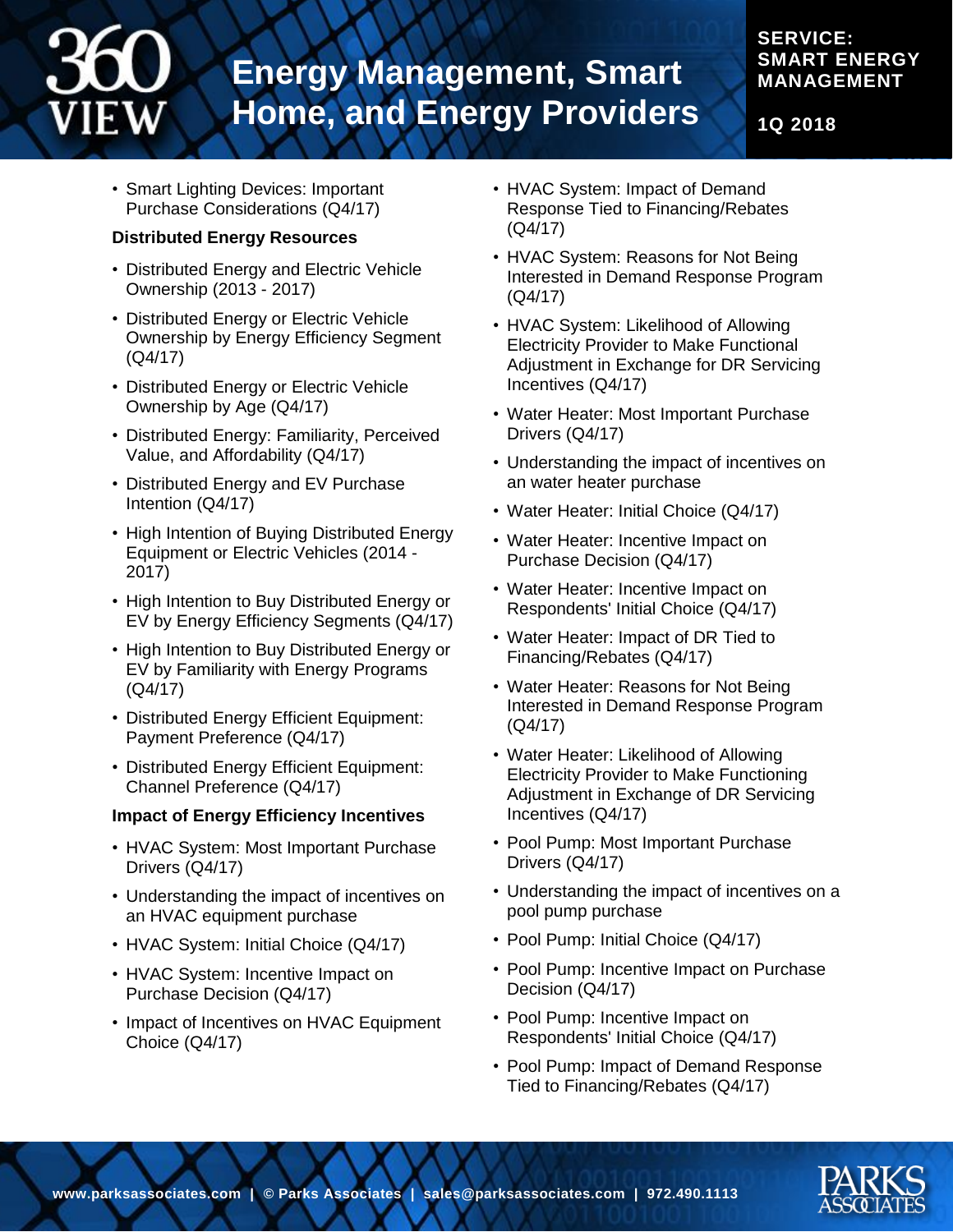- Smart Lighting Devices: Important Purchase Considerations (Q4/17)

**Distributed Energy Resources**

- Distributed Energy and Electric Vehicle Ownership (2013 - 2017)
- Distributed Energy or Electric Vehicle Ownership by Energy Efficiency Segment (Q4/17)
- Distributed Energy or Electric Vehicle Ownership by Age (Q4/17)
- Distributed Energy: Familiarity, Perceived Value, and Affordability (Q4/17)
- Distributed Energy and EV Purchase Intention (Q4/17)
- High Intention of Buying Distributed Energy Equipment or Electric Vehicles (2014 - 2017)
- High Intention to Buy Distributed Energy or EV by Energy Efficiency Segments (Q4/17)
- High Intention to Buy Distributed Energy or EV by Familiarity with Energy Programs (Q4/17)
- Distributed Energy Efficient Equipment: Payment Preference (Q4/17)
- Distributed Energy Efficient Equipment: Channel Preference (Q4/17)

**Impact of Energy Efficiency Incentives**

- HVAC System: Most Important Purchase Drivers (Q4/17)
- Understanding the impact of incentives on an HVAC equipment purchase
- HVAC System: Initial Choice (Q4/17)
- HVAC System: Incentive Impact on Purchase Decision (Q4/17)
- Impact of Incentives on HVAC Equipment Choice (Q4/17)
- HVAC System: Impact of Demand Response Tied to Financing/Rebates (Q4/17)
- HVAC System: Reasons for Not Being Interested in Demand Response Program (Q4/17)
- HVAC System: Likelihood of Allowing Electricity Provider to Make Functional Adjustment in Exchange for DR Servicing Incentives (Q4/17)
- Water Heater: Most Important Purchase Drivers (Q4/17)
- Understanding the impact of incentives on an water heater purchase
- Water Heater: Initial Choice (Q4/17)
- Water Heater: Incentive Impact on Purchase Decision (Q4/17)
- Water Heater: Incentive Impact on Respondents' Initial Choice (Q4/17)
- Water Heater: Impact of DR Tied to Financing/Rebates (Q4/17)
- Water Heater: Reasons for Not Being Interested in Demand Response Program (Q4/17)
- Water Heater: Likelihood of Allowing Electricity Provider to Make Functioning Adjustment in Exchange of DR Servicing Incentives (Q4/17)
- Pool Pump: Most Important Purchase Drivers (Q4/17)
- Understanding the impact of incentives on a pool pump purchase
- Pool Pump: Initial Choice (Q4/17)
- Pool Pump: Incentive Impact on Purchase Decision (Q4/17)
- Pool Pump: Incentive Impact on Respondents' Initial Choice (Q4/17)
- Pool Pump: Impact of Demand Response Tied to Financing/Rebates (Q4/17)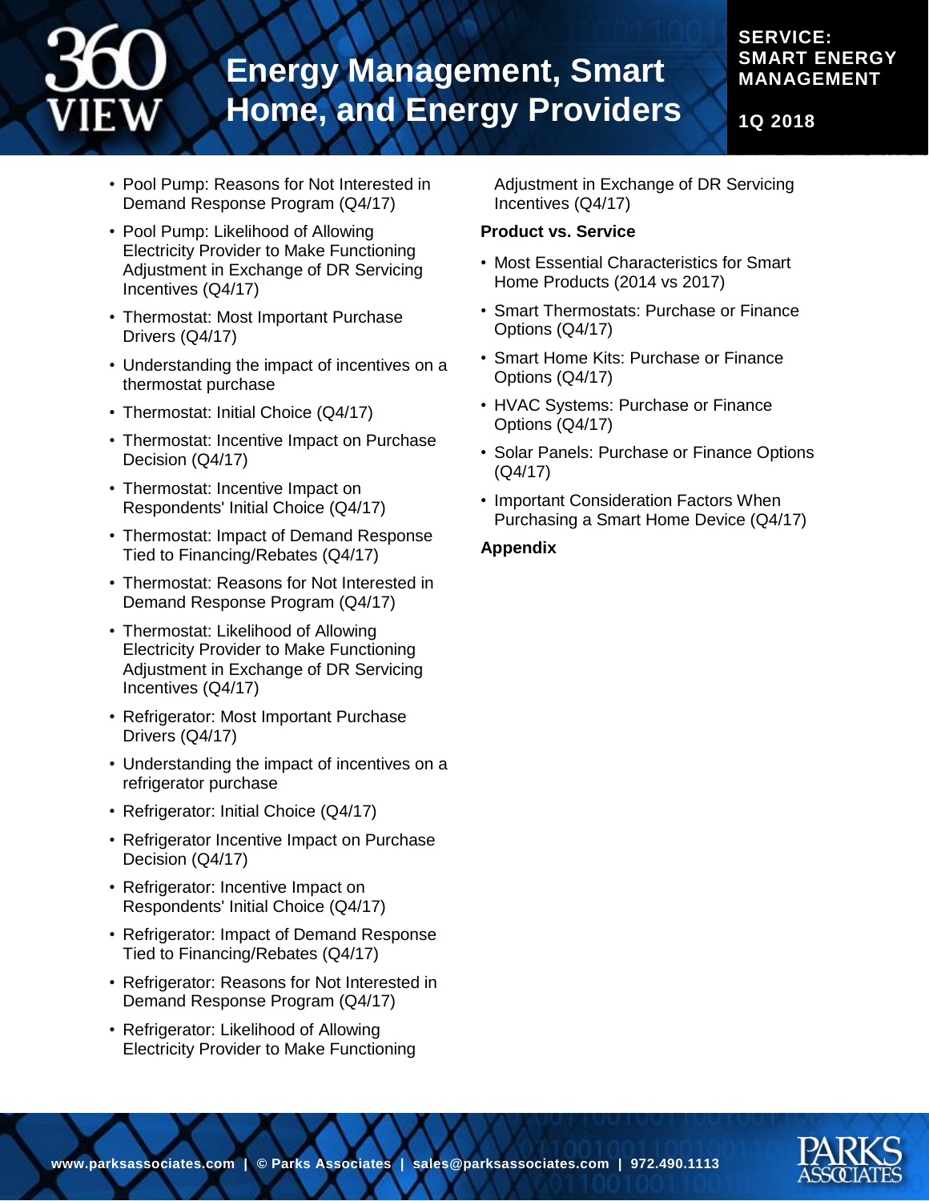- Pool Pump: Reasons for Not Interested in Demand Response Program (Q4/17)
- Pool Pump: Likelihood of Allowing Electricity Provider to Make Functioning Adjustment in Exchange of DR Servicing Incentives (Q4/17)
- Thermostat: Most Important Purchase Drivers (Q4/17)
- Understanding the impact of incentives on a thermostat purchase
- Thermostat: Initial Choice (Q4/17)
- Thermostat: Incentive Impact on Purchase Decision (Q4/17)
- Thermostat: Incentive Impact on Respondents' Initial Choice (Q4/17)
- Thermostat: Impact of Demand Response Tied to Financing/Rebates (Q4/17)
- Thermostat: Reasons for Not Interested in Demand Response Program (Q4/17)
- Thermostat: Likelihood of Allowing Electricity Provider to Make Functioning Adjustment in Exchange of DR Servicing Incentives (Q4/17)
- Refrigerator: Most Important Purchase Drivers (Q4/17)
- Understanding the impact of incentives on a refrigerator purchase
- Refrigerator: Initial Choice (Q4/17)
- Refrigerator Incentive Impact on Purchase Decision (Q4/17)
- Refrigerator: Incentive Impact on Respondents' Initial Choice (Q4/17)
- Refrigerator: Impact of Demand Response Tied to Financing/Rebates (Q4/17)
- Refrigerator: Reasons for Not Interested in Demand Response Program (Q4/17)
- Refrigerator: Likelihood of Allowing Electricity Provider to Make Functioning Adjustment in Exchange of DR Servicing Incentives (Q4/17)

**Product vs. Service**

- Most Essential Characteristics for Smart Home Products (2014 vs 2017)
- Smart Thermostats: Purchase or Finance Options (Q4/17)
- Smart Home Kits: Purchase or Finance Options (Q4/17)
- HVAC Systems: Purchase or Finance Options (Q4/17)
- Solar Panels: Purchase or Finance Options (Q4/17)
- Important Consideration Factors When Purchasing a Smart Home Device (Q4/17)

**Appendix**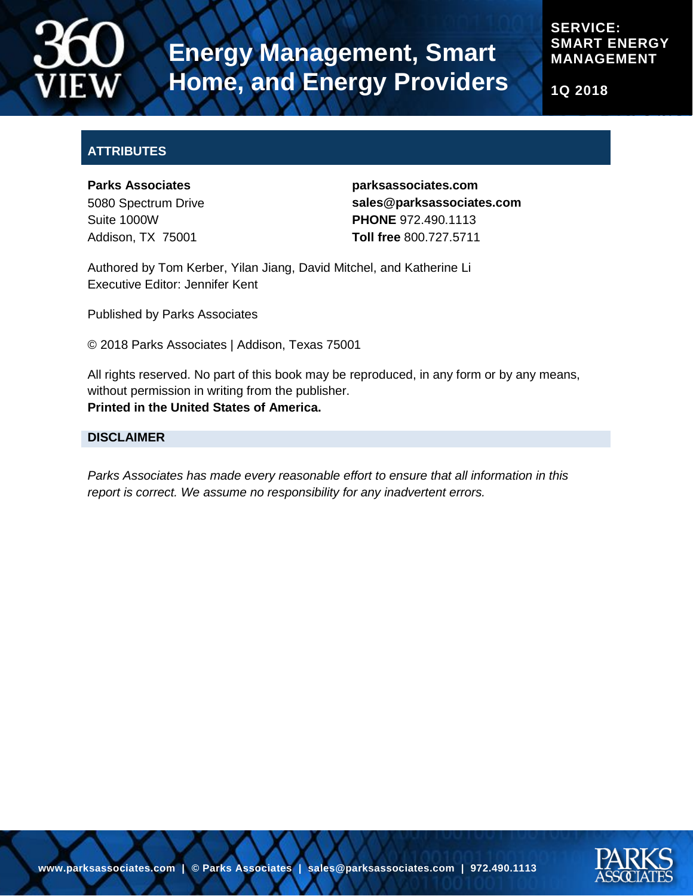# Energy Management, Smart Home, and Energy Providers

**SERVICE: SMART ENERGY MANAGEMENT**

**1Q 2018**

## ATTRIBUTES

**Parks Associates**
5080 Spectrum Drive
Suite 1000W
Addison, TX 75001

**parksassociates.com**
**sales@parksassociates.com**
**PHONE** 972.490.1113
**Toll free** 800.727.5711

Authored by Tom Kerber, Yilan Jiang, David Mitchel, and Katherine Li
Executive Editor: Jennifer Kent

Published by Parks Associates

© 2018 Parks Associates | Addison, Texas 75001

All rights reserved. No part of this book may be reproduced, in any form or by any means, without permission in writing from the publisher.
**Printed in the United States of America.**

## DISCLAIMER

*Parks Associates has made every reasonable effort to ensure that all information in this report is correct. We assume no responsibility for any inadvertent errors.*